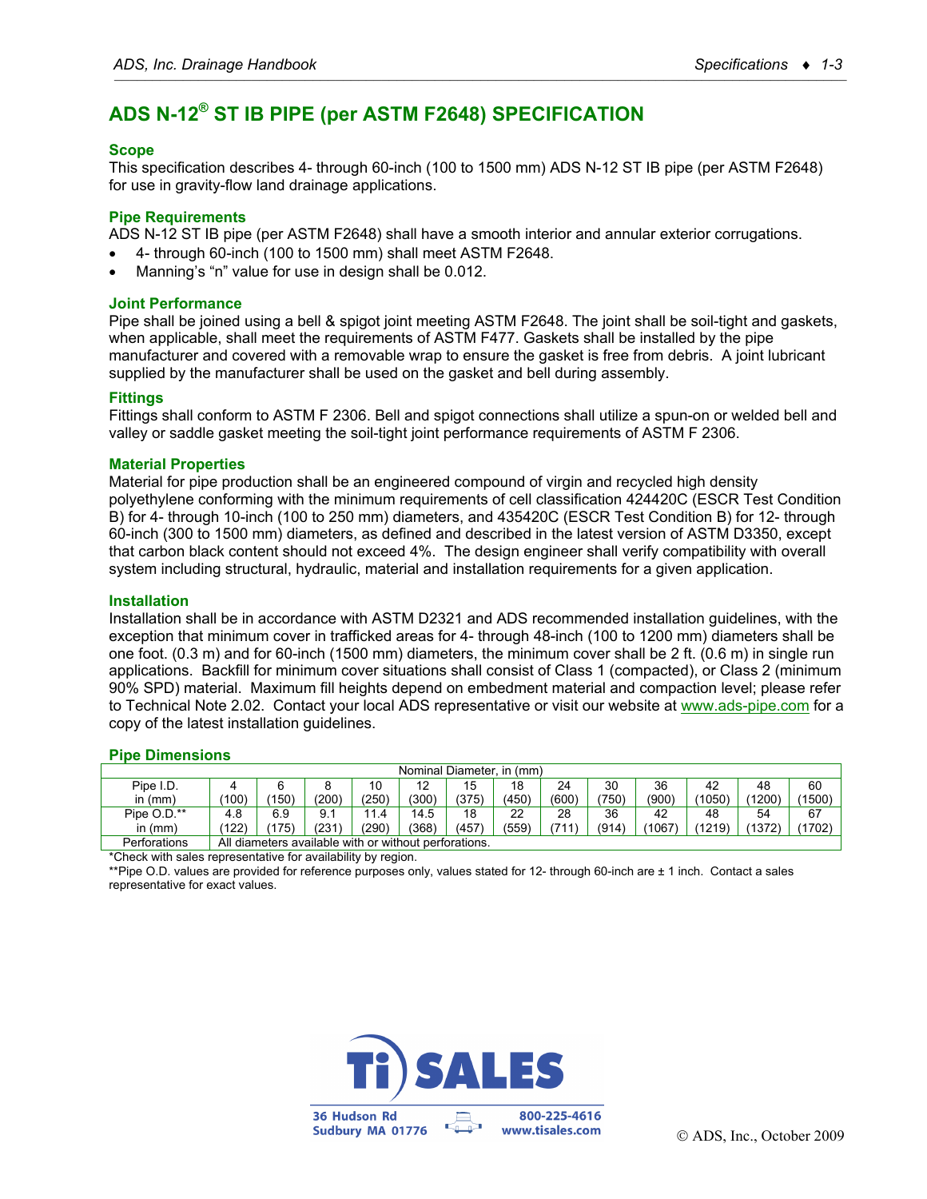# ADS N-12® ST IB PIPE (per ASTM F2648) SPECIFICATION

## Scope

This specification describes 4- through 60-inch (100 to 1500 mm) ADS N-12 ST IB pipe (per ASTM F2648) for use in gravity-flow land drainage applications.

## Pipe Requirements

ADS N-12 ST IB pipe (per ASTM F2648) shall have a smooth interior and annular exterior corrugations.

- 4- through 60-inch (100 to 1500 mm) shall meet ASTM F2648.
- Manning's "n" value for use in design shall be 0.012.

## Joint Performance

Pipe shall be joined using a bell & spigot joint meeting ASTM F2648. The joint shall be soil-tight and gaskets, when applicable, shall meet the requirements of ASTM F477. Gaskets shall be installed by the pipe manufacturer and covered with a removable wrap to ensure the gasket is free from debris. A joint lubricant supplied by the manufacturer shall be used on the gasket and bell during assembly.

## Fittings

Fittings shall conform to ASTM F 2306. Bell and spigot connections shall utilize a spun-on or welded bell and valley or saddle gasket meeting the soil-tight joint performance requirements of ASTM F 2306.

## Material Properties

Material for pipe production shall be an engineered compound of virgin and recycled high density polyethylene conforming with the minimum requirements of cell classification 424420C (ESCR Test Condition B) for 4- through 10-inch (100 to 250 mm) diameters, and 435420C (ESCR Test Condition B) for 12- through 60-inch (300 to 1500 mm) diameters, as defined and described in the latest version of ASTM D3350, except that carbon black content should not exceed 4%. The design engineer shall verify compatibility with overall system including structural, hydraulic, material and installation requirements for a given application.

## Installation

Installation shall be in accordance with ASTM D2321 and ADS recommended installation guidelines, with the exception that minimum cover in trafficked areas for 4- through 48-inch (100 to 1200 mm) diameters shall be one foot. (0.3 m) and for 60-inch (1500 mm) diameters, the minimum cover shall be 2 ft. (0.6 m) in single run applications. Backfill for minimum cover situations shall consist of Class 1 (compacted), or Class 2 (minimum 90% SPD) material. Maximum fill heights depend on embedment material and compaction level; please refer to Technical Note 2.02. Contact your local ADS representative or visit our website at www.ads-pipe.com for a copy of the latest installation guidelines.

## Pipe Dimensions

| | Nominal Diameter, in (mm) | | | | | | | | | | | |
|---|---|---|---|---|---|---|---|---|---|---|---|---|
| Pipe I.D. in (mm) | 4 (100) | 6 (150) | 8 (200) | 10 (250) | 12 (300) | 15 (375) | 18 (450) | 24 (600) | 30 (750) | 36 (900) | 42 (1050) | 48 (1200) | 60 (1500) |
| Pipe O.D.** in (mm) | 4.8 (122) | 6.9 (175) | 9.1 (231) | 11.4 (290) | 14.5 (368) | 18 (457) | 22 (559) | 28 (711) | 36 (914) | 42 (1067) | 48 (1219) | 54 (1372) | 67 (1702) |
| Perforations | All diameters available with or without perforations. | | | | | | | | | | | | |

*Check with sales representative for availability by region.

**Pipe O.D. values are provided for reference purposes only, values stated for 12- through 60-inch are ± 1 inch. Contact a sales representative for exact values.

Ti SALES
36 Hudson Rd
Sudbury MA 01776
800-225-4616
www.tisales.com

© ADS, Inc., October 2009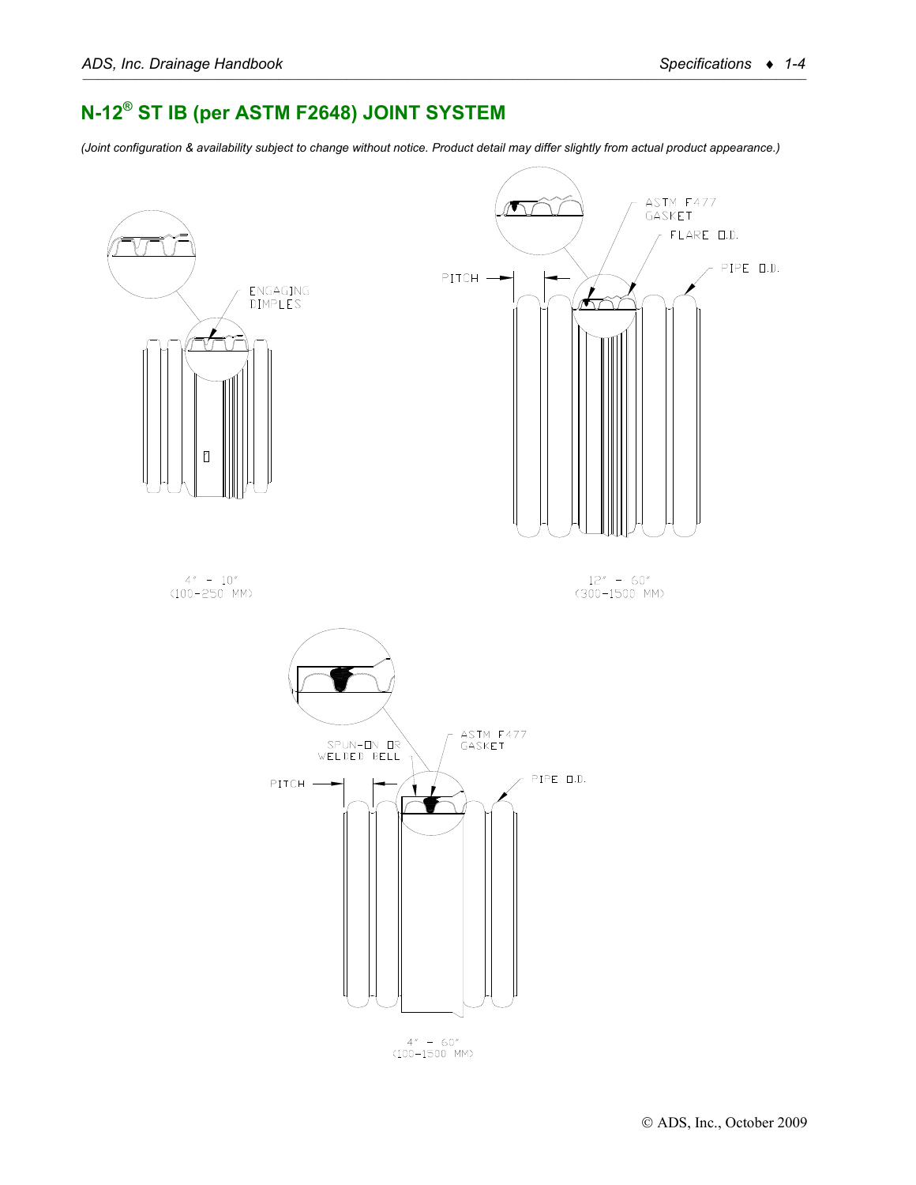## N-12® ST IB (per ASTM F2648) JOINT SYSTEM

*(Joint configuration & availability subject to change without notice. Product detail may differ slightly from actual product appearance.)*

ENGAGING DIMPLES

4" - 10"
(100-250 MM)

ASTM F477 GASKET

FLARE O.D.

PIPE O.D.

PITCH

12" - 60"
(300-1500 MM)

SPUN-ON OR WELDED BELL

ASTM F477 GASKET

PITCH

PIPE O.D.

4" - 60"
(100-1500 MM)